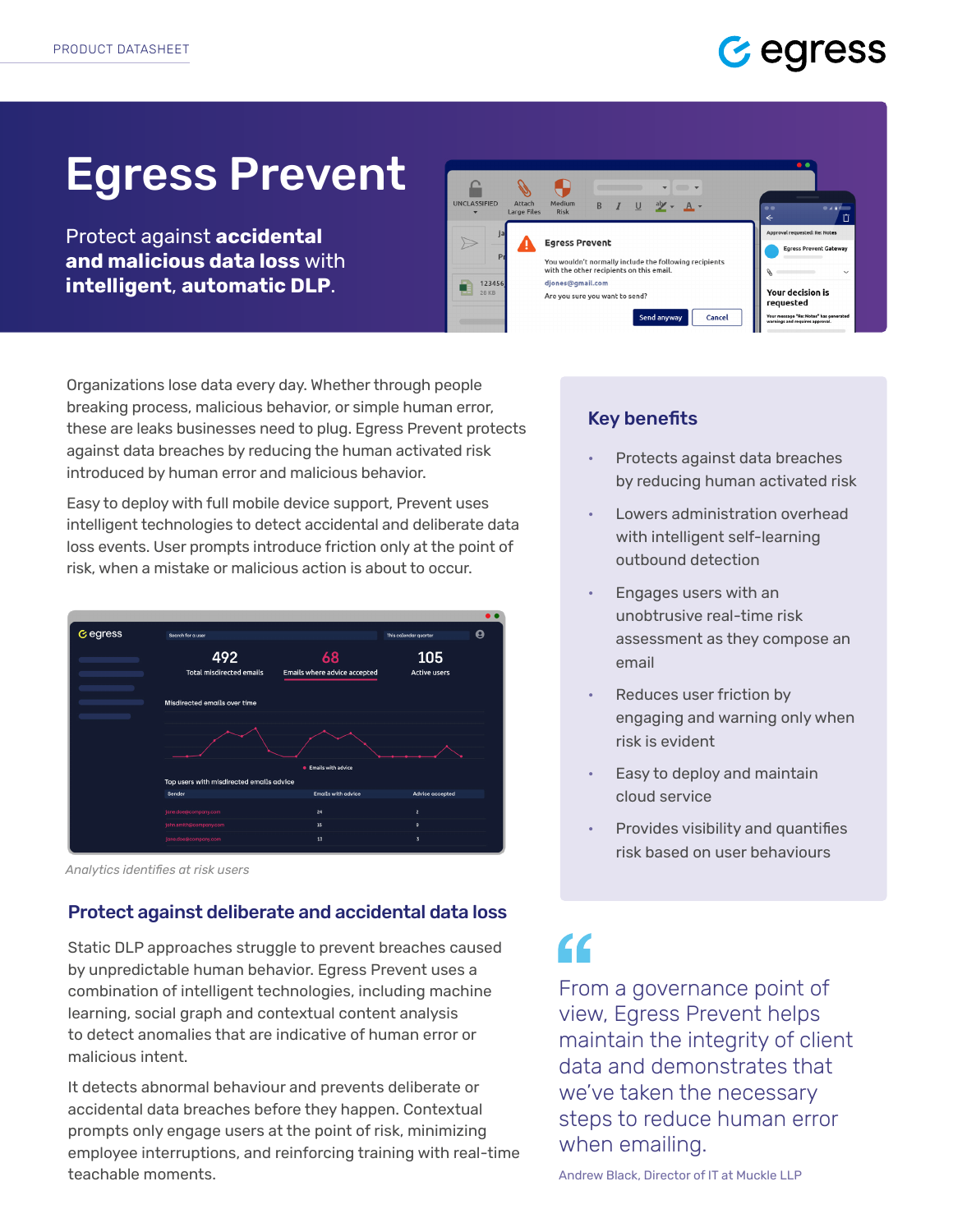PRODUCT DATASHEET

# Egress Prevent

Protect against **accidental and malicious data loss** with **intelligent**, **automatic DLP**.

Organizations lose data every day. Whether through people breaking process, malicious behavior, or simple human error, these are leaks businesses need to plug. Egress Prevent protects against data breaches by reducing the human activated risk introduced by human error and malicious behavior.

Easy to deploy with full mobile device support, Prevent uses intelligent technologies to detect accidental and deliberate data loss events. User prompts introduce friction only at the point of risk, when a mistake or malicious action is about to occur.

*Analytics identifies at risk users*

## Key benefits

- Protects against data breaches by reducing human activated risk
- Lowers administration overhead with intelligent self-learning outbound detection
- Engages users with an unobtrusive real-time risk assessment as they compose an email
- Reduces user friction by engaging and warning only when risk is evident
- Easy to deploy and maintain cloud service
- Provides visibility and quantifies risk based on user behaviours

## Protect against deliberate and accidental data loss

Static DLP approaches struggle to prevent breaches caused by unpredictable human behavior. Egress Prevent uses a combination of intelligent technologies, including machine learning, social graph and contextual content analysis to detect anomalies that are indicative of human error or malicious intent.

It detects abnormal behaviour and prevents deliberate or accidental data breaches before they happen. Contextual prompts only engage users at the point of risk, minimizing employee interruptions, and reinforcing training with real-time teachable moments.

> From a governance point of view, Egress Prevent helps maintain the integrity of client data and demonstrates that we've taken the necessary steps to reduce human error when emailing.
>
> Andrew Black, Director of IT at Muckle LLP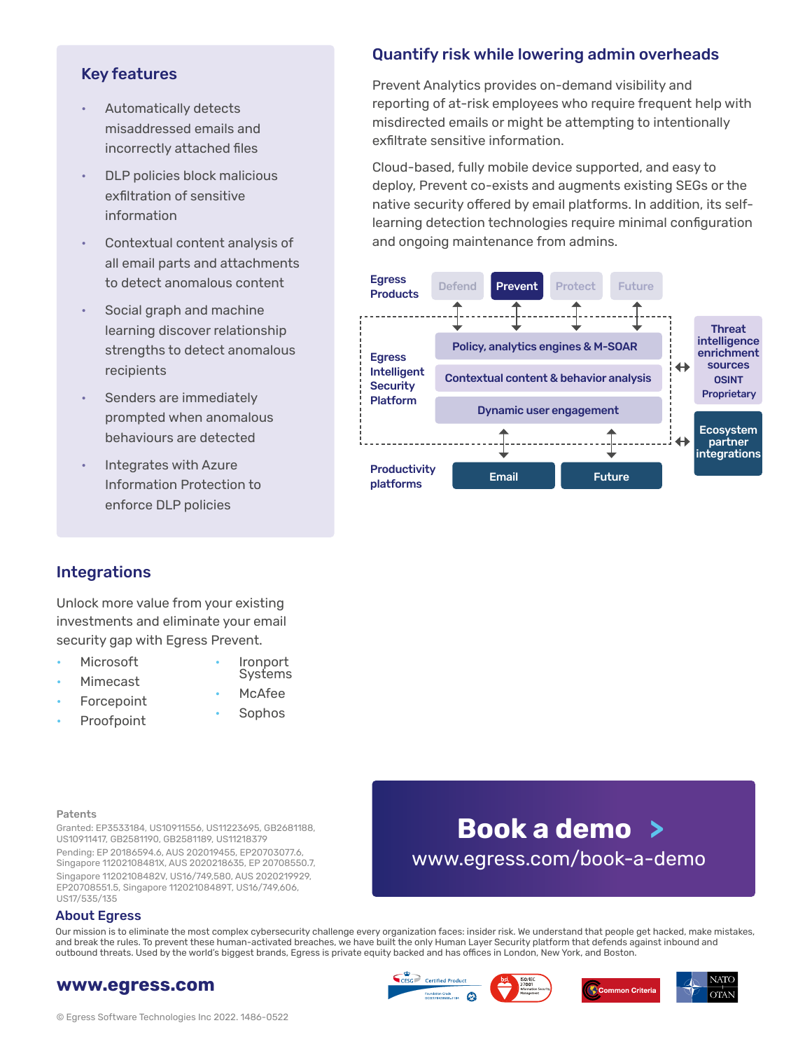## Key features

- Automatically detects misaddressed emails and incorrectly attached files
- DLP policies block malicious exfiltration of sensitive information
- Contextual content analysis of all email parts and attachments to detect anomalous content
- Social graph and machine learning discover relationship strengths to detect anomalous recipients
- Senders are immediately prompted when anomalous behaviours are detected
- Integrates with Azure Information Protection to enforce DLP policies

## Quantify risk while lowering admin overheads

Prevent Analytics provides on-demand visibility and reporting of at-risk employees who require frequent help with misdirected emails or might be attempting to intentionally exfiltrate sensitive information.

Cloud-based, fully mobile device supported, and easy to deploy, Prevent co-exists and augments existing SEGs or the native security offered by email platforms. In addition, its self-learning detection technologies require minimal configuration and ongoing maintenance from admins.

Egress Products
Defend
Prevent
Protect
Future

Egress Intelligent Security Platform
Policy, analytics engines & M-SOAR
Contextual content & behavior analysis
Dynamic user engagement

Threat intelligence enrichment sources
OSINT
Proprietary

Ecosystem partner integrations

Productivity platforms
Email
Future

## Integrations

Unlock more value from your existing investments and eliminate your email security gap with Egress Prevent.

- Microsoft
- Mimecast
- Forcepoint
- Proofpoint
- Ironport Systems
- McAfee
- Sophos

**Patents**

Granted: EP3533184, US10911556, US11223695, GB2681188, US10911417, GB2581190, GB2581189, US11218379

Pending: EP 20186594.6, AUS 202019455, EP20703077.6, Singapore 11202108481X, AUS 2020218635, EP 20708550.7, Singapore 11202108482V, US16/749,580, AUS 2020219929, EP20708551.5, Singapore 11202108489T, US16/749,606, US17/535/135

**Book a demo >**

www.egress.com/book-a-demo

### About Egress

Our mission is to eliminate the most complex cybersecurity challenge every organization faces: insider risk. We understand that people get hacked, make mistakes, and break the rules. To prevent these human-activated breaches, we have built the only Human Layer Security platform that defends against inbound and outbound threats. Used by the world's biggest brands, Egress is private equity backed and has offices in London, New York, and Boston.

**www.egress.com**

© Egress Software Technologies Inc 2022. 1486-0522